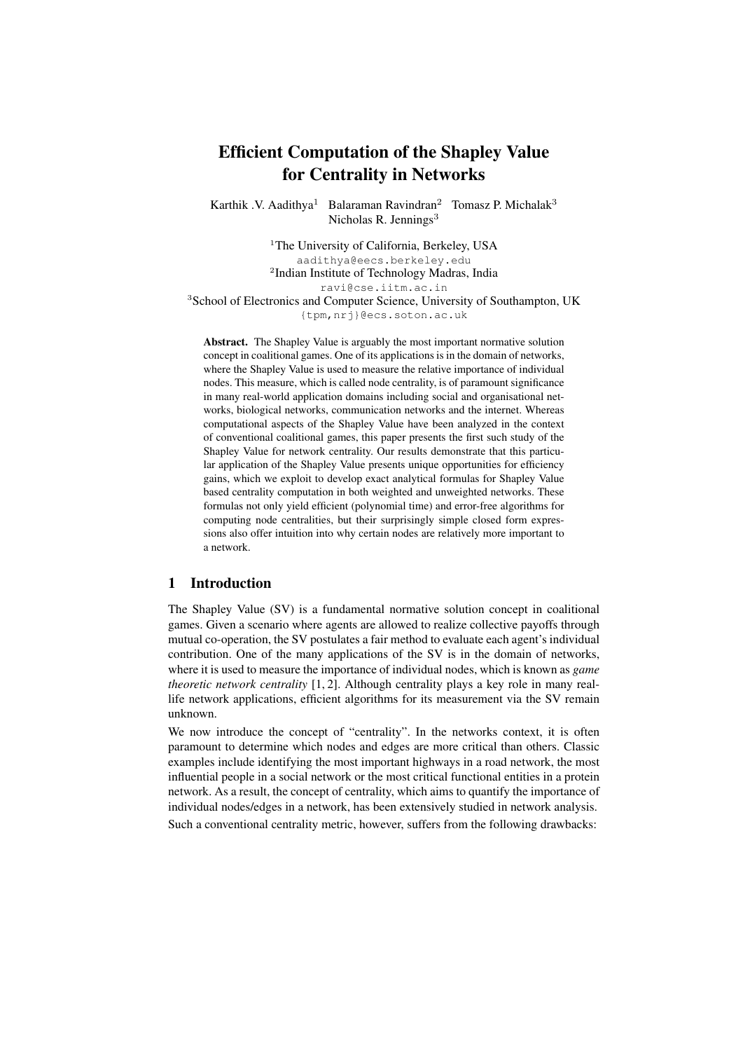# Efficient Computation of the Shapley Value for Centrality in Networks

Karthik .V. Aadithya[1] Balaraman Ravindran[2] Tomasz P. Michalak[3]
Nicholas R. Jennings[3]

[1]The University of California, Berkeley, USA
aadithya@eecs.berkeley.edu
[2]Indian Institute of Technology Madras, India
ravi@cse.iitm.ac.in
[3]School of Electronics and Computer Science, University of Southampton, UK
{tpm,nrj}@ecs.soton.ac.uk

**Abstract.** The Shapley Value is arguably the most important normative solution concept in coalitional games. One of its applications is in the domain of networks, where the Shapley Value is used to measure the relative importance of individual nodes. This measure, which is called node centrality, is of paramount significance in many real-world application domains including social and organisational networks, biological networks, communication networks and the internet. Whereas computational aspects of the Shapley Value have been analyzed in the context of conventional coalitional games, this paper presents the first such study of the Shapley Value for network centrality. Our results demonstrate that this particular application of the Shapley Value presents unique opportunities for efficiency gains, which we exploit to develop exact analytical formulas for Shapley Value based centrality computation in both weighted and unweighted networks. These formulas not only yield efficient (polynomial time) and error-free algorithms for computing node centralities, but their surprisingly simple closed form expressions also offer intuition into why certain nodes are relatively more important to a network.

## 1 Introduction

The Shapley Value (SV) is a fundamental normative solution concept in coalitional games. Given a scenario where agents are allowed to realize collective payoffs through mutual co-operation, the SV postulates a fair method to evaluate each agent's individual contribution. One of the many applications of the SV is in the domain of networks, where it is used to measure the importance of individual nodes, which is known as *game theoretic network centrality* [1, 2]. Although centrality plays a key role in many real-life network applications, efficient algorithms for its measurement via the SV remain unknown.

We now introduce the concept of "centrality". In the networks context, it is often paramount to determine which nodes and edges are more critical than others. Classic examples include identifying the most important highways in a road network, the most influential people in a social network or the most critical functional entities in a protein network. As a result, the concept of centrality, which aims to quantify the importance of individual nodes/edges in a network, has been extensively studied in network analysis.

Such a conventional centrality metric, however, suffers from the following drawbacks: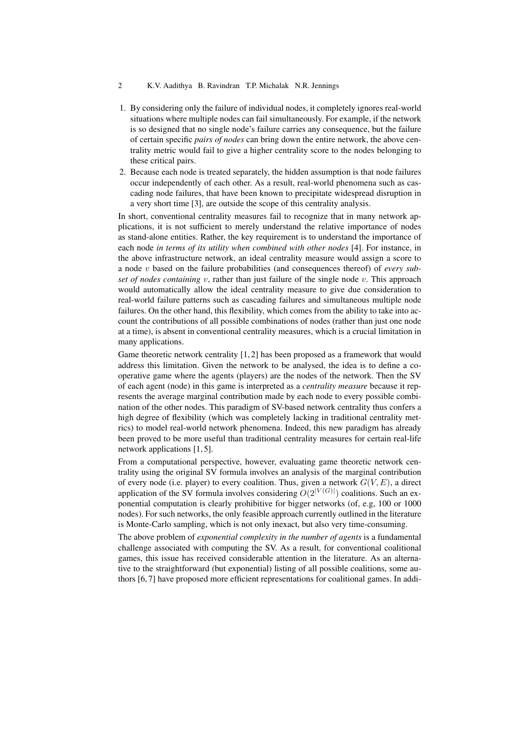1. By considering only the failure of individual nodes, it completely ignores real-world situations where multiple nodes can fail simultaneously. For example, if the network is so designed that no single node's failure carries any consequence, but the failure of certain specific *pairs of nodes* can bring down the entire network, the above centrality metric would fail to give a higher centrality score to the nodes belonging to these critical pairs.
2. Because each node is treated separately, the hidden assumption is that node failures occur independently of each other. As a result, real-world phenomena such as cascading node failures, that have been known to precipitate widespread disruption in a very short time [3], are outside the scope of this centrality analysis.

In short, conventional centrality measures fail to recognize that in many network applications, it is not sufficient to merely understand the relative importance of nodes as stand-alone entities. Rather, the key requirement is to understand the importance of each node *in terms of its utility when combined with other nodes* [4]. For instance, in the above infrastructure network, an ideal centrality measure would assign a score to a node $v$ based on the failure probabilities (and consequences thereof) of *every subset of nodes containing* $v$, rather than just failure of the single node $v$. This approach would automatically allow the ideal centrality measure to give due consideration to real-world failure patterns such as cascading failures and simultaneous multiple node failures. On the other hand, this flexibility, which comes from the ability to take into account the contributions of all possible combinations of nodes (rather than just one node at a time), is absent in conventional centrality measures, which is a crucial limitation in many applications.

Game theoretic network centrality [1, 2] has been proposed as a framework that would address this limitation. Given the network to be analysed, the idea is to define a cooperative game where the agents (players) are the nodes of the network. Then the SV of each agent (node) in this game is interpreted as a *centrality measure* because it represents the average marginal contribution made by each node to every possible combination of the other nodes. This paradigm of SV-based network centrality thus confers a high degree of flexibility (which was completely lacking in traditional centrality metrics) to model real-world network phenomena. Indeed, this new paradigm has already been proved to be more useful than traditional centrality measures for certain real-life network applications [1, 5].

From a computational perspective, however, evaluating game theoretic network centrality using the original SV formula involves an analysis of the marginal contribution of every node (i.e. player) to every coalition. Thus, given a network $G(V, E)$, a direct application of the SV formula involves considering $O(2^{|V(G)|})$ coalitions. Such an exponential computation is clearly prohibitive for bigger networks (of, e.g, 100 or 1000 nodes). For such networks, the only feasible approach currently outlined in the literature is Monte-Carlo sampling, which is not only inexact, but also very time-consuming.

The above problem of *exponential complexity in the number of agents* is a fundamental challenge associated with computing the SV. As a result, for conventional coalitional games, this issue has received considerable attention in the literature. As an alternative to the straightforward (but exponential) listing of all possible coalitions, some authors [6, 7] have proposed more efficient representations for coalitional games. In addi-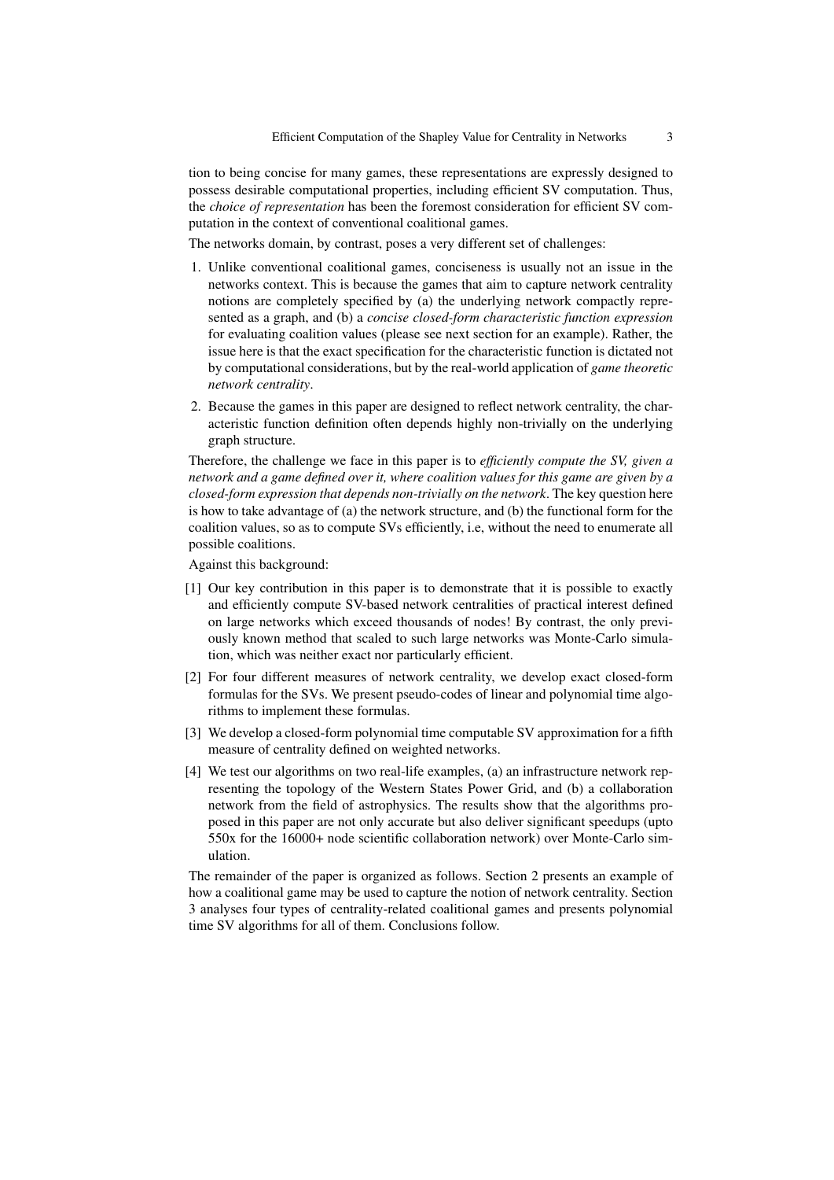tion to being concise for many games, these representations are expressly designed to possess desirable computational properties, including efficient SV computation. Thus, the *choice of representation* has been the foremost consideration for efficient SV computation in the context of conventional coalitional games.

The networks domain, by contrast, poses a very different set of challenges:

1. Unlike conventional coalitional games, conciseness is usually not an issue in the networks context. This is because the games that aim to capture network centrality notions are completely specified by (a) the underlying network compactly represented as a graph, and (b) a *concise closed-form characteristic function expression* for evaluating coalition values (please see next section for an example). Rather, the issue here is that the exact specification for the characteristic function is dictated not by computational considerations, but by the real-world application of *game theoretic network centrality*.
2. Because the games in this paper are designed to reflect network centrality, the characteristic function definition often depends highly non-trivially on the underlying graph structure.

Therefore, the challenge we face in this paper is to *efficiently compute the SV, given a network and a game defined over it, where coalition values for this game are given by a closed-form expression that depends non-trivially on the network*. The key question here is how to take advantage of (a) the network structure, and (b) the functional form for the coalition values, so as to compute SVs efficiently, i.e, without the need to enumerate all possible coalitions.

Against this background:

[1] Our key contribution in this paper is to demonstrate that it is possible to exactly and efficiently compute SV-based network centralities of practical interest defined on large networks which exceed thousands of nodes! By contrast, the only previously known method that scaled to such large networks was Monte-Carlo simulation, which was neither exact nor particularly efficient.

[2] For four different measures of network centrality, we develop exact closed-form formulas for the SVs. We present pseudo-codes of linear and polynomial time algorithms to implement these formulas.

[3] We develop a closed-form polynomial time computable SV approximation for a fifth measure of centrality defined on weighted networks.

[4] We test our algorithms on two real-life examples, (a) an infrastructure network representing the topology of the Western States Power Grid, and (b) a collaboration network from the field of astrophysics. The results show that the algorithms proposed in this paper are not only accurate but also deliver significant speedups (upto 550x for the 16000+ node scientific collaboration network) over Monte-Carlo simulation.

The remainder of the paper is organized as follows. Section 2 presents an example of how a coalitional game may be used to capture the notion of network centrality. Section 3 analyses four types of centrality-related coalitional games and presents polynomial time SV algorithms for all of them. Conclusions follow.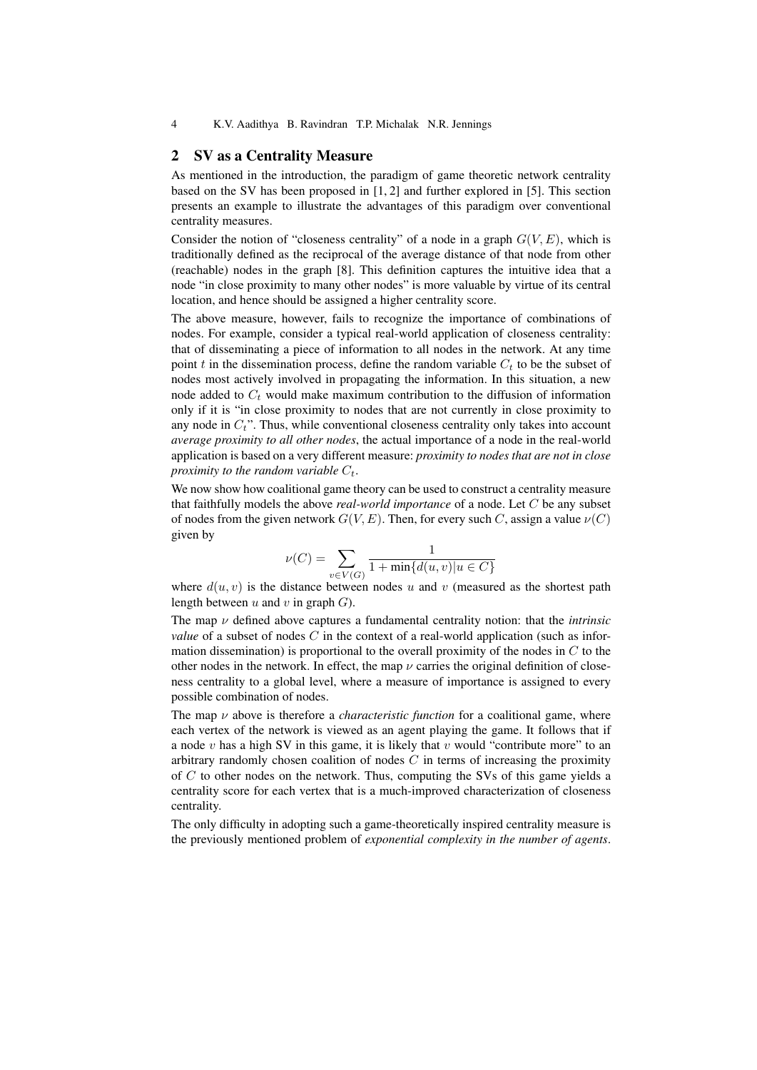## 2 SV as a Centrality Measure

As mentioned in the introduction, the paradigm of game theoretic network centrality based on the SV has been proposed in [1, 2] and further explored in [5]. This section presents an example to illustrate the advantages of this paradigm over conventional centrality measures.

Consider the notion of "closeness centrality" of a node in a graph $G(V, E)$, which is traditionally defined as the reciprocal of the average distance of that node from other (reachable) nodes in the graph [8]. This definition captures the intuitive idea that a node "in close proximity to many other nodes" is more valuable by virtue of its central location, and hence should be assigned a higher centrality score.

The above measure, however, fails to recognize the importance of combinations of nodes. For example, consider a typical real-world application of closeness centrality: that of disseminating a piece of information to all nodes in the network. At any time point $t$ in the dissemination process, define the random variable $C_t$ to be the subset of nodes most actively involved in propagating the information. In this situation, a new node added to $C_t$ would make maximum contribution to the diffusion of information only if it is "in close proximity to nodes that are not currently in close proximity to any node in $C_t$". Thus, while conventional closeness centrality only takes into account *average proximity to all other nodes*, the actual importance of a node in the real-world application is based on a very different measure: *proximity to nodes that are not in close proximity to the random variable $C_t$*.

We now show how coalitional game theory can be used to construct a centrality measure that faithfully models the above *real-world importance* of a node. Let $C$ be any subset of nodes from the given network $G(V, E)$. Then, for every such $C$, assign a value $\nu(C)$ given by

$$\nu(C) = \sum_{v \in V(G)} \frac{1}{1 + \min\{d(u, v) | u \in C\}}$$

where $d(u, v)$ is the distance between nodes $u$ and $v$ (measured as the shortest path length between $u$ and $v$ in graph $G$).

The map $\nu$ defined above captures a fundamental centrality notion: that the *intrinsic value* of a subset of nodes $C$ in the context of a real-world application (such as information dissemination) is proportional to the overall proximity of the nodes in $C$ to the other nodes in the network. In effect, the map $\nu$ carries the original definition of closeness centrality to a global level, where a measure of importance is assigned to every possible combination of nodes.

The map $\nu$ above is therefore a *characteristic function* for a coalitional game, where each vertex of the network is viewed as an agent playing the game. It follows that if a node $v$ has a high SV in this game, it is likely that $v$ would "contribute more" to an arbitrary randomly chosen coalition of nodes $C$ in terms of increasing the proximity of $C$ to other nodes on the network. Thus, computing the SVs of this game yields a centrality score for each vertex that is a much-improved characterization of closeness centrality.

The only difficulty in adopting such a game-theoretically inspired centrality measure is the previously mentioned problem of *exponential complexity in the number of agents*.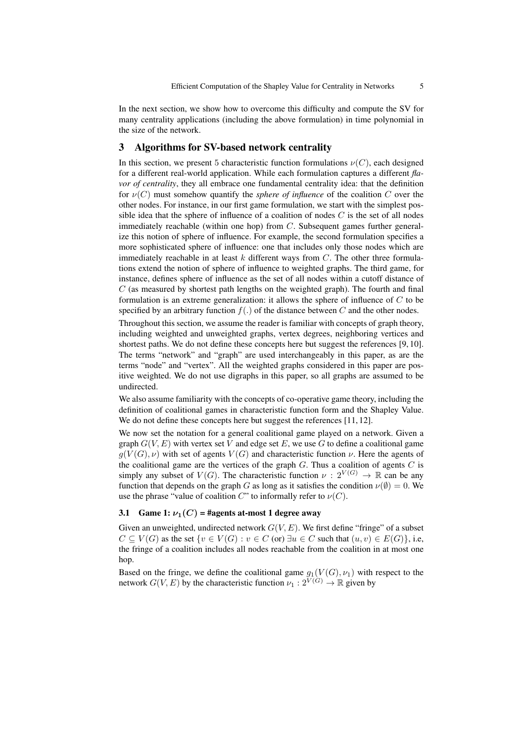In the next section, we show how to overcome this difficulty and compute the SV for many centrality applications (including the above formulation) in time polynomial in the size of the network.

## 3 Algorithms for SV-based network centrality

In this section, we present 5 characteristic function formulations $\nu(C)$, each designed for a different real-world application. While each formulation captures a different *flavor of centrality*, they all embrace one fundamental centrality idea: that the definition for $\nu(C)$ must somehow quantify the *sphere of influence* of the coalition $C$ over the other nodes. For instance, in our first game formulation, we start with the simplest possible idea that the sphere of influence of a coalition of nodes $C$ is the set of all nodes immediately reachable (within one hop) from $C$. Subsequent games further generalize this notion of sphere of influence. For example, the second formulation specifies a more sophisticated sphere of influence: one that includes only those nodes which are immediately reachable in at least $k$ different ways from $C$. The other three formulations extend the notion of sphere of influence to weighted graphs. The third game, for instance, defines sphere of influence as the set of all nodes within a cutoff distance of $C$ (as measured by shortest path lengths on the weighted graph). The fourth and final formulation is an extreme generalization: it allows the sphere of influence of $C$ to be specified by an arbitrary function $f(.)$ of the distance between $C$ and the other nodes.

Throughout this section, we assume the reader is familiar with concepts of graph theory, including weighted and unweighted graphs, vertex degrees, neighboring vertices and shortest paths. We do not define these concepts here but suggest the references [9, 10]. The terms "network" and "graph" are used interchangeably in this paper, as are the terms "node" and "vertex". All the weighted graphs considered in this paper are positive weighted. We do not use digraphs in this paper, so all graphs are assumed to be undirected.

We also assume familiarity with the concepts of co-operative game theory, including the definition of coalitional games in characteristic function form and the Shapley Value. We do not define these concepts here but suggest the references [11, 12].

We now set the notation for a general coalitional game played on a network. Given a graph $G(V, E)$ with vertex set $V$ and edge set $E$, we use $G$ to define a coalitional game $g(V(G), \nu)$ with set of agents $V(G)$ and characteristic function $\nu$. Here the agents of the coalitional game are the vertices of the graph $G$. Thus a coalition of agents $C$ is simply any subset of $V(G)$. The characteristic function $\nu : 2^{V(G)} \rightarrow \mathbb{R}$ can be any function that depends on the graph $G$ as long as it satisfies the condition $\nu(\emptyset) = 0$. We use the phrase "value of coalition $C$" to informally refer to $\nu(C)$.

### 3.1 Game 1: $\nu_1(C)$ = #agents at-most 1 degree away

Given an unweighted, undirected network $G(V, E)$. We first define "fringe" of a subset $C \subseteq V(G)$ as the set $\{v \in V(G) : v \in C \text{ (or) } \exists u \in C \text{ such that } (u, v) \in E(G)\}$, i.e, the fringe of a coalition includes all nodes reachable from the coalition in at most one hop.

Based on the fringe, we define the coalitional game $g_1(V(G), \nu_1)$ with respect to the network $G(V, E)$ by the characteristic function $\nu_1 : 2^{V(G)} \rightarrow \mathbb{R}$ given by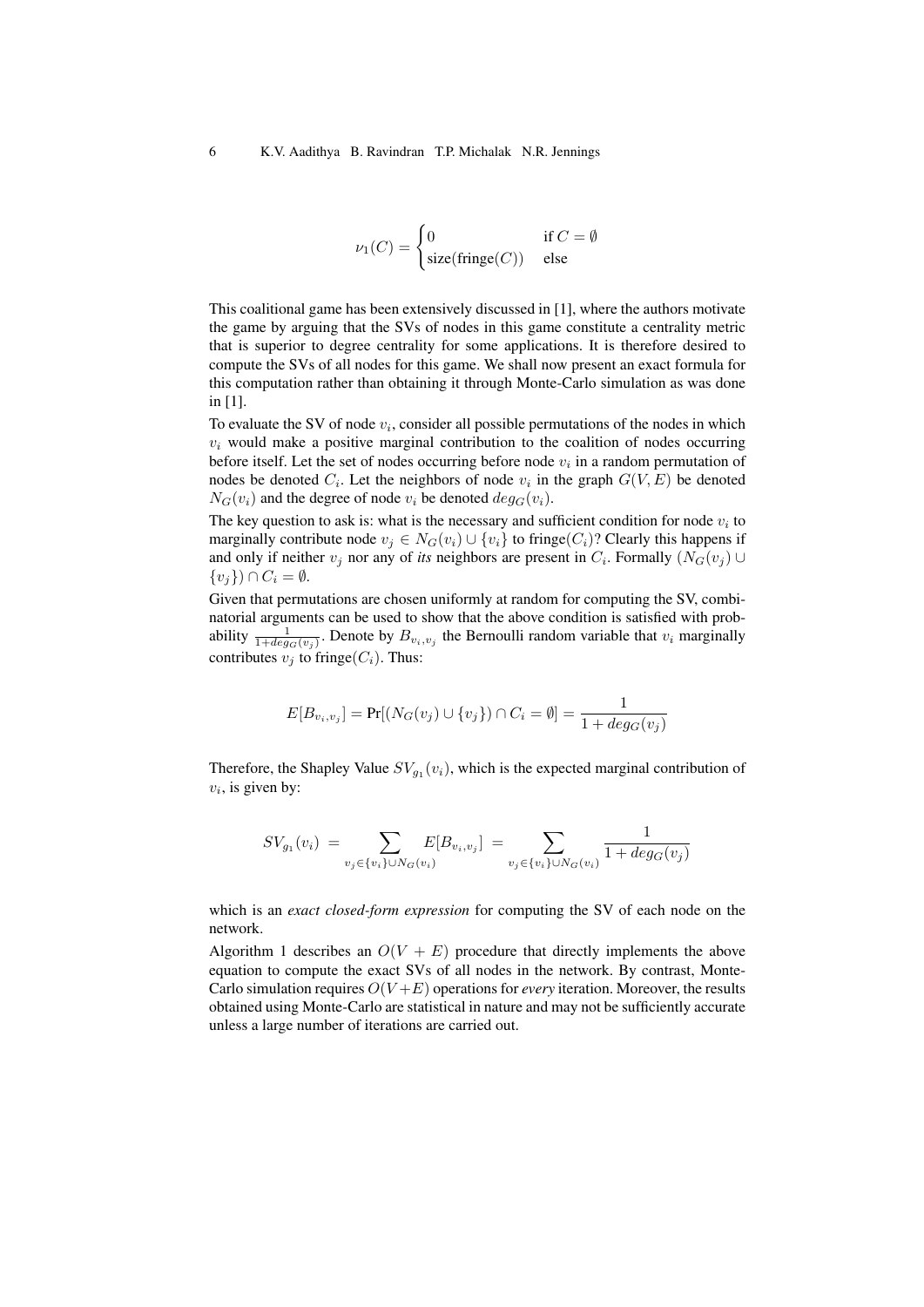$$\nu_1(C) = \begin{cases} 0 & \text{if } C = \emptyset \\ \text{size}(\text{fringe}(C)) & \text{else} \end{cases}$$

This coalitional game has been extensively discussed in [1], where the authors motivate the game by arguing that the SVs of nodes in this game constitute a centrality metric that is superior to degree centrality for some applications. It is therefore desired to compute the SVs of all nodes for this game. We shall now present an exact formula for this computation rather than obtaining it through Monte-Carlo simulation as was done in [1].

To evaluate the SV of node $v_i$, consider all possible permutations of the nodes in which $v_i$ would make a positive marginal contribution to the coalition of nodes occurring before itself. Let the set of nodes occurring before node $v_i$ in a random permutation of nodes be denoted $C_i$. Let the neighbors of node $v_i$ in the graph $G(V, E)$ be denoted $N_G(v_i)$ and the degree of node $v_i$ be denoted $deg_G(v_i)$.

The key question to ask is: what is the necessary and sufficient condition for node $v_i$ to marginally contribute node $v_j \in N_G(v_i) \cup \{v_i\}$ to fringe$(C_i)$? Clearly this happens if and only if neither $v_j$ nor any of *its* neighbors are present in $C_i$. Formally $(N_G(v_j) \cup \{v_j\}) \cap C_i = \emptyset$.

Given that permutations are chosen uniformly at random for computing the SV, combinatorial arguments can be used to show that the above condition is satisfied with probability $\frac{1}{1+deg_G(v_j)}$. Denote by $B_{v_i,v_j}$ the Bernoulli random variable that $v_i$ marginally contributes $v_j$ to fringe$(C_i)$. Thus:

$$E[B_{v_i,v_j}] = \Pr[(N_G(v_j) \cup \{v_j\}) \cap C_i = \emptyset] = \frac{1}{1 + deg_G(v_j)}$$

Therefore, the Shapley Value $SV_{g_1}(v_i)$, which is the expected marginal contribution of $v_i$, is given by:

$$SV_{g_1}(v_i) \ = \sum_{v_j \in \{v_i\} \cup N_G(v_i)} E[B_{v_i,v_j}] \ = \sum_{v_j \in \{v_i\} \cup N_G(v_i)} \frac{1}{1 + deg_G(v_j)}$$

which is an *exact closed-form expression* for computing the SV of each node on the network.

Algorithm 1 describes an $O(V + E)$ procedure that directly implements the above equation to compute the exact SVs of all nodes in the network. By contrast, Monte-Carlo simulation requires $O(V+E)$ operations for *every* iteration. Moreover, the results obtained using Monte-Carlo are statistical in nature and may not be sufficiently accurate unless a large number of iterations are carried out.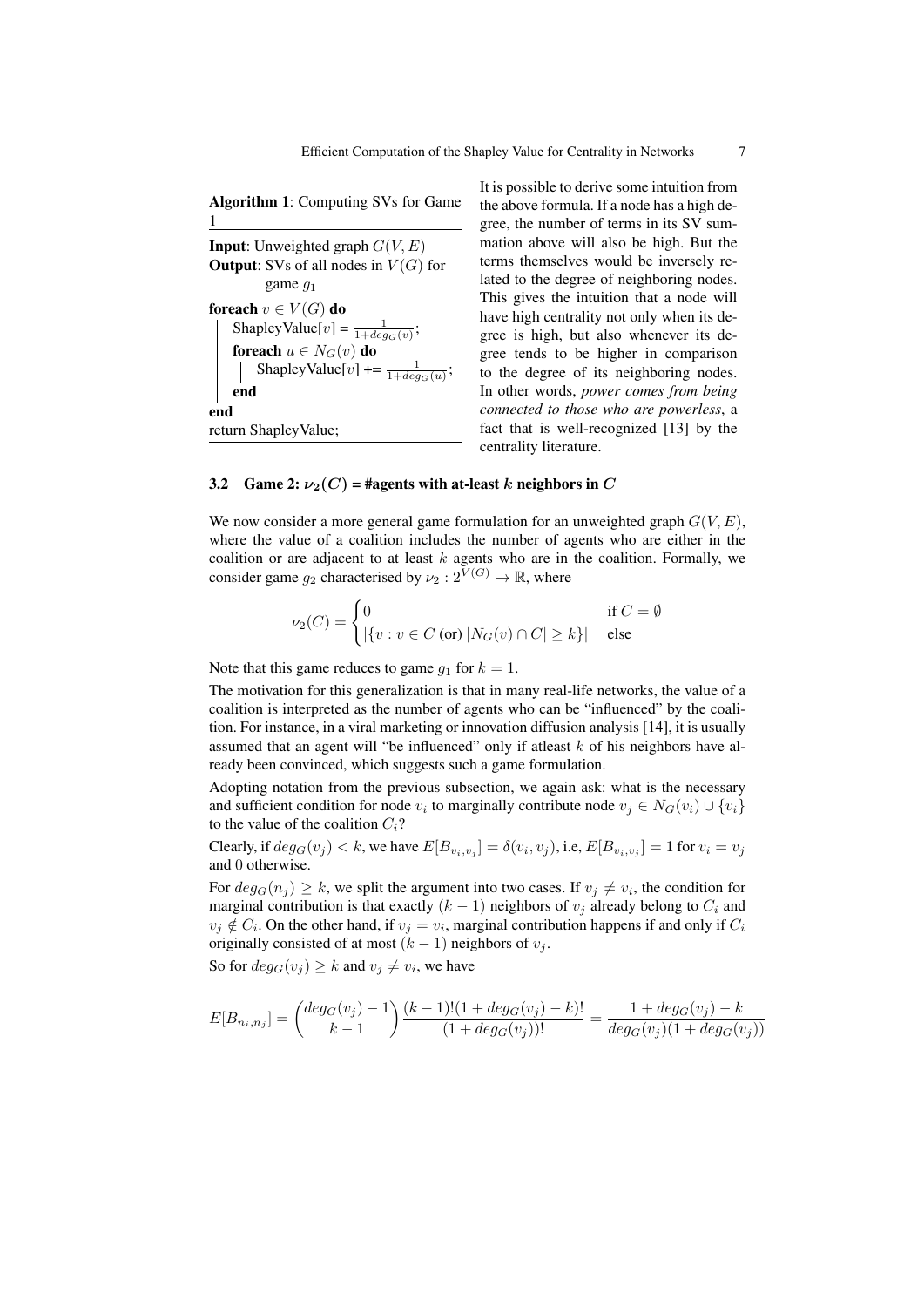**Algorithm 1**: Computing SVs for Game 1

```
Input: Unweighted graph G(V, E)
Output: SVs of all nodes in V(G) for game g_1
foreach v ∈ V(G) do
    ShapleyValue[v] = 1/(1+deg_G(v));
    foreach u ∈ N_G(v) do
        ShapleyValue[v] += 1/(1+deg_G(u));
    end
end
return ShapleyValue;
```

It is possible to derive some intuition from the above formula. If a node has a high degree, the number of terms in its SV summation above will also be high. But the terms themselves would be inversely related to the degree of neighboring nodes. This gives the intuition that a node will have high centrality not only when its degree is high, but also whenever its degree tends to be higher in comparison to the degree of its neighboring nodes. In other words, *power comes from being connected to those who are powerless*, a fact that is well-recognized [13] by the centrality literature.

### 3.2 Game 2: $\nu_2(C)$ = #agents with at-least $k$ neighbors in $C$

We now consider a more general game formulation for an unweighted graph $G(V, E)$, where the value of a coalition includes the number of agents who are either in the coalition or are adjacent to at least $k$ agents who are in the coalition. Formally, we consider game $g_2$ characterised by $\nu_2 : 2^{V(G)} \to \mathbb{R}$, where

$$\nu_2(C) = \begin{cases} 0 & \text{if } C = \emptyset \\ |\{v : v \in C \text{ (or) } |N_G(v) \cap C| \geq k\}| & \text{else} \end{cases}$$

Note that this game reduces to game $g_1$ for $k = 1$.

The motivation for this generalization is that in many real-life networks, the value of a coalition is interpreted as the number of agents who can be "influenced" by the coalition. For instance, in a viral marketing or innovation diffusion analysis [14], it is usually assumed that an agent will "be influenced" only if atleast $k$ of his neighbors have already been convinced, which suggests such a game formulation.

Adopting notation from the previous subsection, we again ask: what is the necessary and sufficient condition for node $v_i$ to marginally contribute node $v_j \in N_G(v_i) \cup \{v_i\}$ to the value of the coalition $C_i$?

Clearly, if $deg_G(v_j) < k$, we have $E[B_{v_i,v_j}] = \delta(v_i, v_j)$, i.e, $E[B_{v_i,v_j}] = 1$ for $v_i = v_j$ and 0 otherwise.

For $deg_G(n_j) \geq k$, we split the argument into two cases. If $v_j \neq v_i$, the condition for marginal contribution is that exactly $(k-1)$ neighbors of $v_j$ already belong to $C_i$ and $v_j \notin C_i$. On the other hand, if $v_j = v_i$, marginal contribution happens if and only if $C_i$ originally consisted of at most $(k-1)$ neighbors of $v_j$.

So for $deg_G(v_j) \geq k$ and $v_j \neq v_i$, we have

$$E[B_{n_i,n_j}] = \binom{deg_G(v_j) - 1}{k - 1} \frac{(k-1)!(1 + deg_G(v_j) - k)!}{(1 + deg_G(v_j))!} = \frac{1 + deg_G(v_j) - k}{deg_G(v_j)(1 + deg_G(v_j))}$$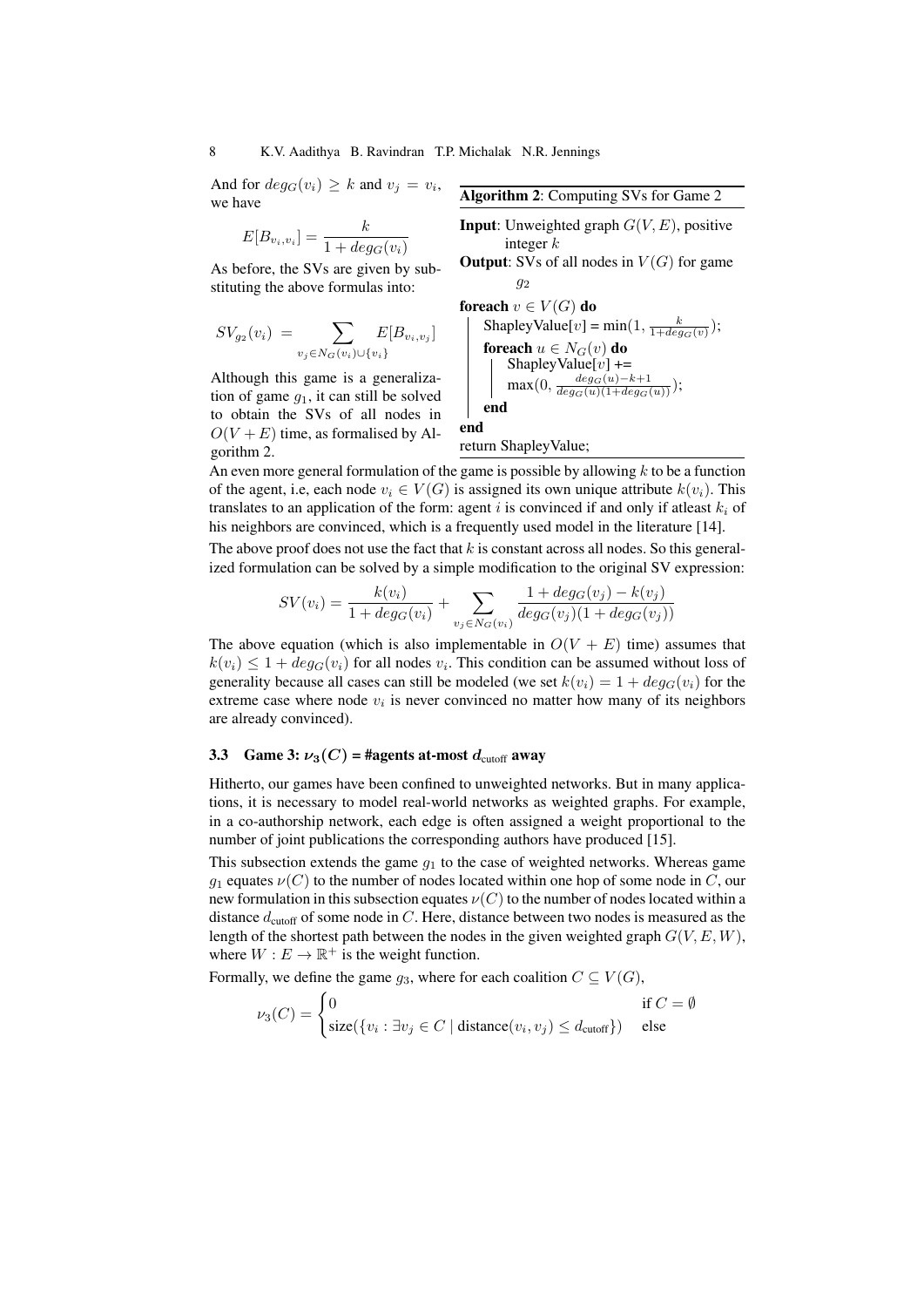And for $deg_G(v_i) \geq k$ and $v_j = v_i$, we have

$$E[B_{v_i,v_i}] = \frac{k}{1 + deg_G(v_i)}$$

As before, the SVs are given by substituting the above formulas into:

$$SV_{g_2}(v_i) = \sum_{v_j \in N_G(v_i) \cup \{v_i\}} E[B_{v_i,v_j}]$$

Although this game is a generalization of game $g_1$, it can still be solved to obtain the SVs of all nodes in $O(V + E)$ time, as formalised by Algorithm 2.

**Algorithm 2**: Computing SVs for Game 2

```
Input: Unweighted graph G(V, E), positive integer k
Output: SVs of all nodes in V(G) for game g2
foreach v ∈ V(G) do
    ShapleyValue[v] = min(1, k / (1 + deg_G(v)));
    foreach u ∈ N_G(v) do
        ShapleyValue[v] += max(0, (deg_G(u) − k + 1) / (deg_G(u)(1 + deg_G(u))));
    end
end
return ShapleyValue;
```

An even more general formulation of the game is possible by allowing $k$ to be a function of the agent, i.e, each node $v_i \in V(G)$ is assigned its own unique attribute $k(v_i)$. This translates to an application of the form: agent $i$ is convinced if and only if atleast $k_i$ of his neighbors are convinced, which is a frequently used model in the literature [14].

The above proof does not use the fact that $k$ is constant across all nodes. So this generalized formulation can be solved by a simple modification to the original SV expression:

$$SV(v_i) = \frac{k(v_i)}{1 + deg_G(v_i)} + \sum_{v_j \in N_G(v_i)} \frac{1 + deg_G(v_j) - k(v_j)}{deg_G(v_j)(1 + deg_G(v_j))}$$

The above equation (which is also implementable in $O(V + E)$ time) assumes that $k(v_i) \leq 1 + deg_G(v_i)$ for all nodes $v_i$. This condition can be assumed without loss of generality because all cases can still be modeled (we set $k(v_i) = 1 + deg_G(v_i)$ for the extreme case where node $v_i$ is never convinced no matter how many of its neighbors are already convinced).

### 3.3 Game 3: $\nu_3(C)$ = #agents at-most $d_{\text{cutoff}}$ away

Hitherto, our games have been confined to unweighted networks. But in many applications, it is necessary to model real-world networks as weighted graphs. For example, in a co-authorship network, each edge is often assigned a weight proportional to the number of joint publications the corresponding authors have produced [15].

This subsection extends the game $g_1$ to the case of weighted networks. Whereas game $g_1$ equates $\nu(C)$ to the number of nodes located within one hop of some node in $C$, our new formulation in this subsection equates $\nu(C)$ to the number of nodes located within a distance $d_{\text{cutoff}}$ of some node in $C$. Here, distance between two nodes is measured as the length of the shortest path between the nodes in the given weighted graph $G(V, E, W)$, where $W : E \to \mathbb{R}^+$ is the weight function.

Formally, we define the game $g_3$, where for each coalition $C \subseteq V(G)$,

$$\nu_3(C) = \begin{cases} 0 & \text{if } C = \emptyset \\ \text{size}(\{v_i : \exists v_j \in C \mid \text{distance}(v_i, v_j) \leq d_{\text{cutoff}}\}) & \text{else} \end{cases}$$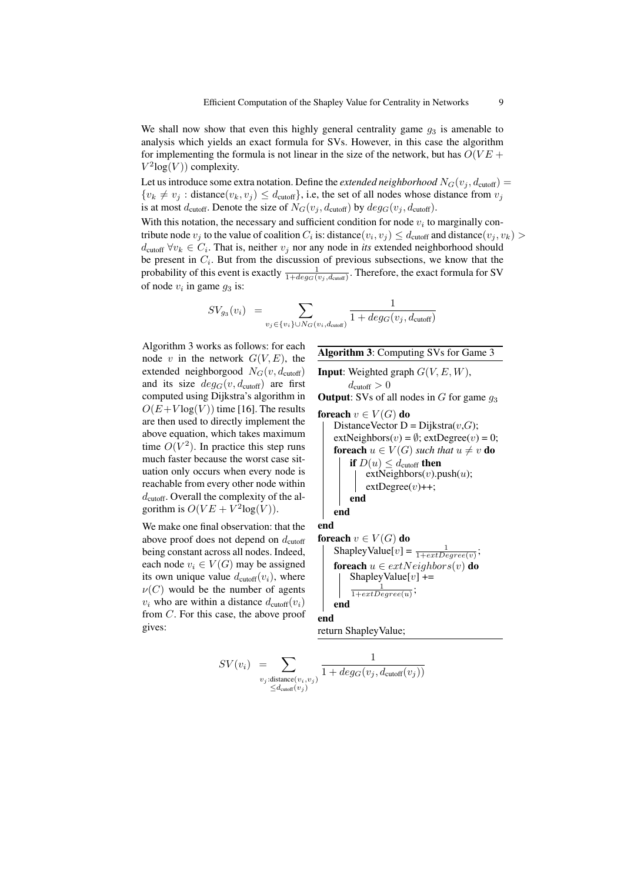We shall now show that even this highly general centrality game $g_3$ is amenable to analysis which yields an exact formula for SVs. However, in this case the algorithm for implementing the formula is not linear in the size of the network, but has $O(VE + V^2\log(V))$ complexity.

Let us introduce some extra notation. Define the *extended neighborhood* $N_G(v_j, d_{\text{cutoff}}) = \{v_k \neq v_j : \text{distance}(v_k, v_j) \leq d_{\text{cutoff}}\}$, i.e, the set of all nodes whose distance from $v_j$ is at most $d_{\text{cutoff}}$. Denote the size of $N_G(v_j, d_{\text{cutoff}})$ by $deg_G(v_j, d_{\text{cutoff}})$.

With this notation, the necessary and sufficient condition for node $v_i$ to marginally contribute node $v_j$ to the value of coalition $C_i$ is: $\text{distance}(v_i, v_j) \leq d_{\text{cutoff}}$ and $\text{distance}(v_j, v_k) > d_{\text{cutoff}}\ \forall v_k \in C_i$. That is, neither $v_j$ nor any node in *its* extended neighborhood should be present in $C_i$. But from the discussion of previous subsections, we know that the probability of this event is exactly $\frac{1}{1+deg_G(v_j, d_{\text{cutoff}})}$. Therefore, the exact formula for SV of node $v_i$ in game $g_3$ is:

$$SV_{g_3}(v_i) \;=\; \sum_{v_j \in \{v_i\} \cup N_G(v_i, d_{\text{cutoff}})} \frac{1}{1 + deg_G(v_j, d_{\text{cutoff}})}$$

Algorithm 3 works as follows: for each node $v$ in the network $G(V, E)$, the extended neighborgood $N_G(v, d_{\text{cutoff}})$ and its size $deg_G(v, d_{\text{cutoff}})$ are first computed using Dijkstra's algorithm in $O(E+V\log(V))$ time [16]. The results are then used to directly implement the above equation, which takes maximum time $O(V^2)$. In practice this step runs much faster because the worst case situation only occurs when every node is reachable from every other node within $d_{\text{cutoff}}$. Overall the complexity of the algorithm is $O(VE + V^2\log(V))$.

We make one final observation: that the above proof does not depend on $d_{\text{cutoff}}$ being constant across all nodes. Indeed, each node $v_i \in V(G)$ may be assigned its own unique value $d_{\text{cutoff}}(v_i)$, where $\nu(C)$ would be the number of agents $v_i$ who are within a distance $d_{\text{cutoff}}(v_i)$ from $C$. For this case, the above proof gives:

**Algorithm 3**: Computing SVs for Game 3

**Input**: Weighted graph $G(V, E, W)$, $d_{\text{cutoff}} > 0$
**Output**: SVs of all nodes in $G$ for game $g_3$

```
foreach v ∈ V(G) do
    DistanceVector D = Dijkstra(v,G);
    extNeighbors(v) = ∅; extDegree(v) = 0;
    foreach u ∈ V(G) such that u ≠ v do
        if D(u) ≤ d_cutoff then
            extNeighbors(v).push(u);
            extDegree(v)++;
        end
    end
end
foreach v ∈ V(G) do
    ShapleyValue[v] = 1 / (1+extDegree(v));
    foreach u ∈ extNeighbors(v) do
        ShapleyValue[v] += 1 / (1+extDegree(u));
    end
end
return ShapleyValue;
```

$$SV(v_i) \;=\; \sum_{\substack{v_j : \text{distance}(v_i, v_j) \\ \leq d_{\text{cutoff}}(v_j)}} \frac{1}{1 + deg_G(v_j, d_{\text{cutoff}}(v_j))}$$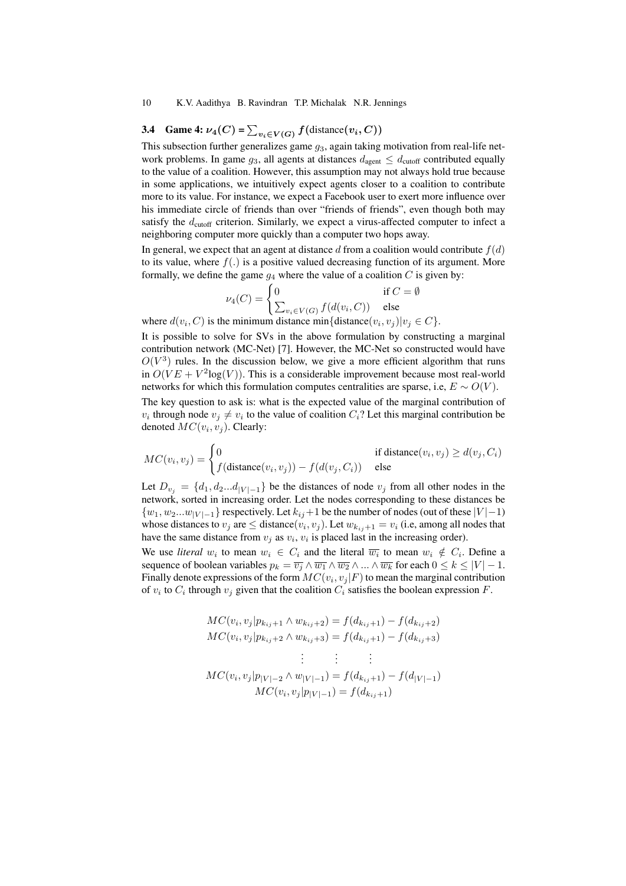### 3.4 Game 4: $\nu_4(C) = \sum_{v_i \in V(G)} f(\text{distance}(v_i, C))$

This subsection further generalizes game $g_3$, again taking motivation from real-life network problems. In game $g_3$, all agents at distances $d_{\text{agent}} \leq d_{\text{cutoff}}$ contributed equally to the value of a coalition. However, this assumption may not always hold true because in some applications, we intuitively expect agents closer to a coalition to contribute more to its value. For instance, we expect a Facebook user to exert more influence over his immediate circle of friends than over "friends of friends", even though both may satisfy the $d_{\text{cutoff}}$ criterion. Similarly, we expect a virus-affected computer to infect a neighboring computer more quickly than a computer two hops away.

In general, we expect that an agent at distance $d$ from a coalition would contribute $f(d)$ to its value, where $f(.)$ is a positive valued decreasing function of its argument. More formally, we define the game $g_4$ where the value of a coalition $C$ is given by:

$$\nu_4(C) = \begin{cases} 0 & \text{if } C = \emptyset \\ \sum_{v_i \in V(G)} f(d(v_i, C)) & \text{else} \end{cases}$$

where $d(v_i, C)$ is the minimum distance $\min\{\text{distance}(v_i, v_j) | v_j \in C\}$.

It is possible to solve for SVs in the above formulation by constructing a marginal contribution network (MC-Net) [7]. However, the MC-Net so constructed would have $O(V^3)$ rules. In the discussion below, we give a more efficient algorithm that runs in $O(VE + V^2\log(V))$. This is a considerable improvement because most real-world networks for which this formulation computes centralities are sparse, i.e, $E \sim O(V)$.

The key question to ask is: what is the expected value of the marginal contribution of $v_i$ through node $v_j \neq v_i$ to the value of coalition $C_i$? Let this marginal contribution be denoted $MC(v_i, v_j)$. Clearly:

$$MC(v_i, v_j) = \begin{cases} 0 & \text{if distance}(v_i, v_j) \geq d(v_j, C_i) \\ f(\text{distance}(v_i, v_j)) - f(d(v_j, C_i)) & \text{else} \end{cases}$$

Let $D_{v_j} = \{d_1, d_2 ... d_{|V|-1}\}$ be the distances of node $v_j$ from all other nodes in the network, sorted in increasing order. Let the nodes corresponding to these distances be $\{w_1, w_2 ... w_{|V|-1}\}$ respectively. Let $k_{ij}+1$ be the number of nodes (out of these $|V|-1$) whose distances to $v_j$ are $\leq$ distance$(v_i, v_j)$. Let $w_{k_{ij}+1} = v_i$ (i.e, among all nodes that have the same distance from $v_j$ as $v_i$, $v_i$ is placed last in the increasing order).

We use *literal* $w_i$ to mean $w_i \in C_i$ and the literal $\overline{w_i}$ to mean $w_i \notin C_i$. Define a sequence of boolean variables $p_k = \overline{v_j} \wedge \overline{w_1} \wedge \overline{w_2} \wedge ... \wedge \overline{w_k}$ for each $0 \leq k \leq |V| - 1$. Finally denote expressions of the form $MC(v_i, v_j | F)$ to mean the marginal contribution of $v_i$ to $C_i$ through $v_j$ given that the coalition $C_i$ satisfies the boolean expression $F$.

$$\begin{aligned}
MC(v_i, v_j | p_{k_{ij}+1} \wedge w_{k_{ij}+2}) &= f(d_{k_{ij}+1}) - f(d_{k_{ij}+2}) \\
MC(v_i, v_j | p_{k_{ij}+2} \wedge w_{k_{ij}+3}) &= f(d_{k_{ij}+1}) - f(d_{k_{ij}+3}) \\
\vdots \qquad & \qquad \vdots \\
MC(v_i, v_j | p_{|V|-2} \wedge w_{|V|-1}) &= f(d_{k_{ij}+1}) - f(d_{|V|-1}) \\
MC(v_i, v_j | p_{|V|-1}) &= f(d_{k_{ij}+1})
\end{aligned}$$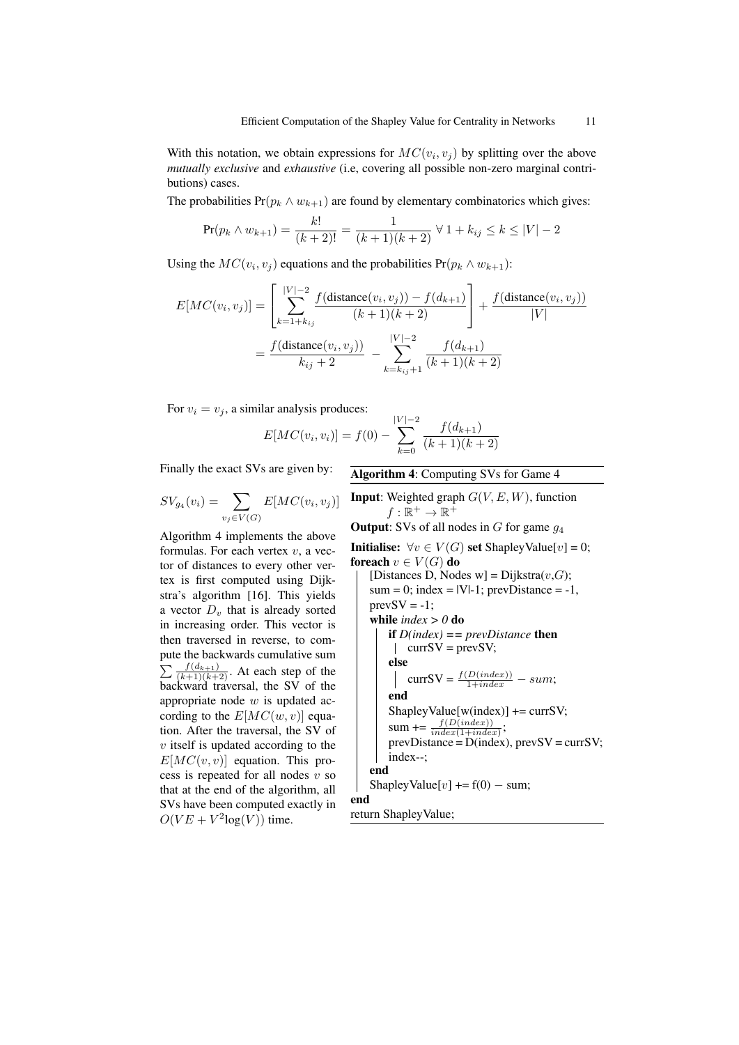With this notation, we obtain expressions for $MC(v_i, v_j)$ by splitting over the above *mutually exclusive* and *exhaustive* (i.e, covering all possible non-zero marginal contributions) cases.

The probabilities $\Pr(p_k \wedge w_{k+1})$ are found by elementary combinatorics which gives:

$$\Pr(p_k \wedge w_{k+1}) = \frac{k!}{(k+2)!} = \frac{1}{(k+1)(k+2)} \; \forall \, 1 + k_{ij} \leq k \leq |V| - 2$$

Using the $MC(v_i, v_j)$ equations and the probabilities $\Pr(p_k \wedge w_{k+1})$:

$$E[MC(v_i, v_j)] = \left[ \sum_{k=1+k_{ij}}^{|V|-2} \frac{f(\text{distance}(v_i, v_j)) - f(d_{k+1})}{(k+1)(k+2)} \right] + \frac{f(\text{distance}(v_i, v_j))}{|V|}$$

$$= \frac{f(\text{distance}(v_i, v_j))}{k_{ij} + 2} - \sum_{k=k_{ij}+1}^{|V|-2} \frac{f(d_{k+1})}{(k+1)(k+2)}$$

For $v_i = v_j$, a similar analysis produces:

$$E[MC(v_i, v_i)] = f(0) - \sum_{k=0}^{|V|-2} \frac{f(d_{k+1})}{(k+1)(k+2)}$$

Finally the exact SVs are given by:

$$SV_{g_4}(v_i) = \sum_{v_j \in V(G)} E[MC(v_i, v_j)]$$

Algorithm 4 implements the above formulas. For each vertex $v$, a vector of distances to every other vertex is first computed using Dijkstra's algorithm [16]. This yields a vector $D_v$ that is already sorted in increasing order. This vector is then traversed in reverse, to compute the backwards cumulative sum $\sum \frac{f(d_{k+1})}{(k+1)(k+2)}$. At each step of the backward traversal, the SV of the appropriate node $w$ is updated according to the $E[MC(w, v)]$ equation. After the traversal, the SV of $v$ itself is updated according to the $E[MC(v, v)]$ equation. This process is repeated for all nodes $v$ so that at the end of the algorithm, all SVs have been computed exactly in $O(VE + V^2 \log(V))$ time.

**Algorithm 4**: Computing SVs for Game 4

```
Input: Weighted graph G(V, E, W), function
       f : R+ → R+
Output: SVs of all nodes in G for game g4
Initialise: ∀v ∈ V(G) set ShapleyValue[v] = 0;
foreach v ∈ V(G) do
    [Distances D, Nodes w] = Dijkstra(v,G);
    sum = 0; index = |V|-1; prevDistance = -1,
    prevSV = -1;
    while index > 0 do
        if D(index) == prevDistance then
            currSV = prevSV;
        else
            currSV = f(D(index)) / (1+index) − sum;
        end
        ShapleyValue[w(index)] += currSV;
        sum += f(D(index)) / (index(1+index));
        prevDistance = D(index), prevSV = currSV;
        index--;
    end
    ShapleyValue[v] += f(0) − sum;
end
return ShapleyValue;
```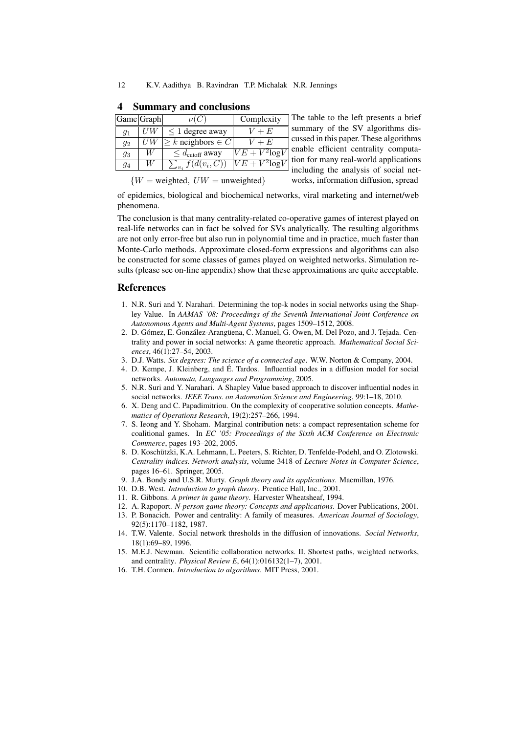## 4 Summary and conclusions

| Game | Graph | $\nu(C)$ | Complexity |
|---|---|---|---|
| $g_1$ | $UW$ | $\leq 1$ degree away | $V + E$ |
| $g_2$ | $UW$ | $\geq k$ neighbors $\in C$ | $V + E$ |
| $g_3$ | $W$ | $\leq d_{\text{cutoff}}$ away | $VE + V^2 \log V$ |
| $g_4$ | $W$ | $\sum_{v_i} f(d(v_i, C))$ | $VE + V^2 \log V$ |

$\{W = \text{weighted},\ UW = \text{unweighted}\}$

The table to the left presents a brief summary of the SV algorithms discussed in this paper. These algorithms enable efficient centrality computation for many real-world applications including the analysis of social networks, information diffusion, spread of epidemics, biological and biochemical networks, viral marketing and internet/web phenomena.

The conclusion is that many centrality-related co-operative games of interest played on real-life networks can in fact be solved for SVs analytically. The resulting algorithms are not only error-free but also run in polynomial time and in practice, much faster than Monte-Carlo methods. Approximate closed-form expressions and algorithms can also be constructed for some classes of games played on weighted networks. Simulation results (please see on-line appendix) show that these approximations are quite acceptable.

## References

1. N.R. Suri and Y. Narahari. Determining the top-k nodes in social networks using the Shapley Value. In *AAMAS '08: Proceedings of the Seventh International Joint Conference on Autonomous Agents and Multi-Agent Systems*, pages 1509–1512, 2008.
2. D. Gómez, E. González-Arangüena, C. Manuel, G. Owen, M. Del Pozo, and J. Tejada. Centrality and power in social networks: A game theoretic approach. *Mathematical Social Sciences*, 46(1):27–54, 2003.
3. D.J. Watts. *Six degrees: The science of a connected age*. W.W. Norton & Company, 2004.
4. D. Kempe, J. Kleinberg, and É. Tardos. Influential nodes in a diffusion model for social networks. *Automata, Languages and Programming*, 2005.
5. N.R. Suri and Y. Narahari. A Shapley Value based approach to discover influential nodes in social networks. *IEEE Trans. on Automation Science and Engineering*, 99:1–18, 2010.
6. X. Deng and C. Papadimitriou. On the complexity of cooperative solution concepts. *Mathematics of Operations Research*, 19(2):257–266, 1994.
7. S. Ieong and Y. Shoham. Marginal contribution nets: a compact representation scheme for coalitional games. In *EC '05: Proceedings of the Sixth ACM Conference on Electronic Commerce*, pages 193–202, 2005.
8. D. Koschützki, K.A. Lehmann, L. Peeters, S. Richter, D. Tenfelde-Podehl, and O. Zlotowski. *Centrality indices. Network analysis*, volume 3418 of *Lecture Notes in Computer Science*, pages 16–61. Springer, 2005.
9. J.A. Bondy and U.S.R. Murty. *Graph theory and its applications*. Macmillan, 1976.
10. D.B. West. *Introduction to graph theory*. Prentice Hall, Inc., 2001.
11. R. Gibbons. *A primer in game theory*. Harvester Wheatsheaf, 1994.
12. A. Rapoport. *N-person game theory: Concepts and applications*. Dover Publications, 2001.
13. P. Bonacich. Power and centrality: A family of measures. *American Journal of Sociology*, 92(5):1170–1182, 1987.
14. T.W. Valente. Social network thresholds in the diffusion of innovations. *Social Networks*, 18(1):69–89, 1996.
15. M.E.J. Newman. Scientific collaboration networks. II. Shortest paths, weighted networks, and centrality. *Physical Review E*, 64(1):016132(1–7), 2001.
16. T.H. Cormen. *Introduction to algorithms*. MIT Press, 2001.